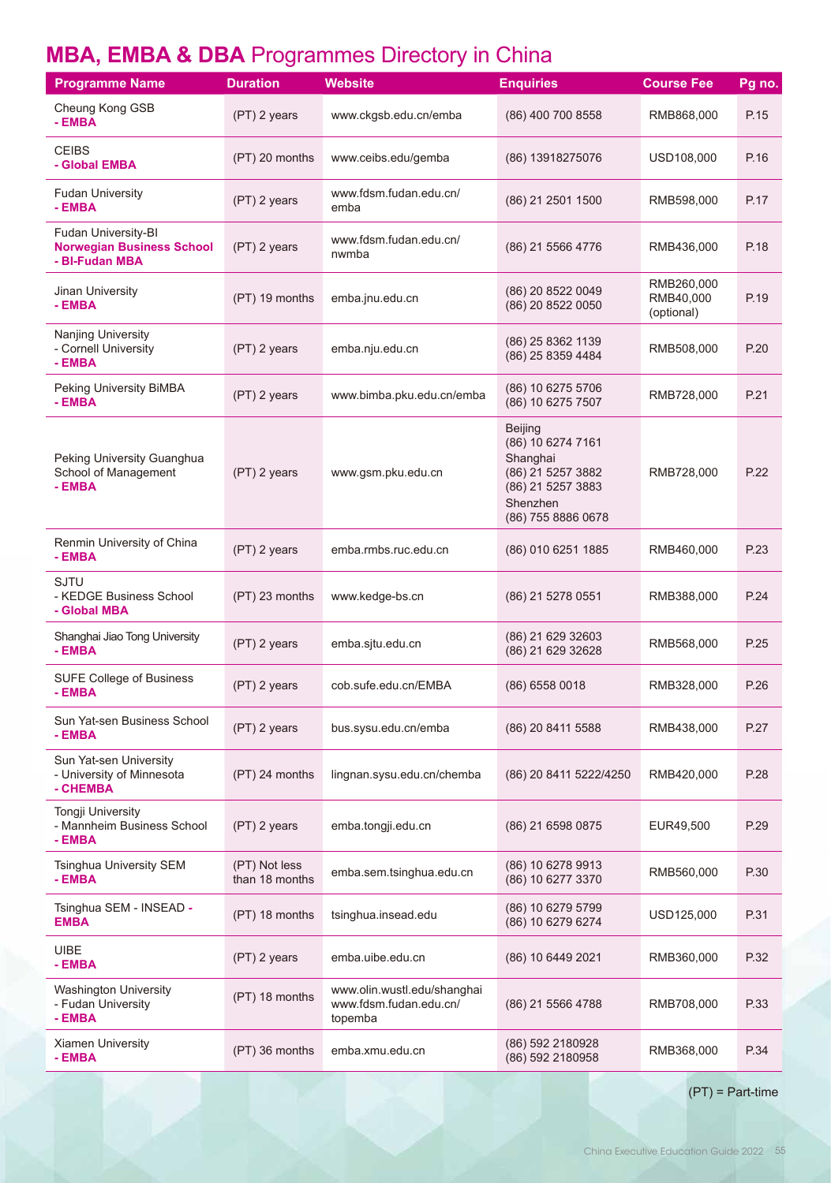# **MBA, EMBA & DBA** Programmes Directory in China

| Programme Name | Duration | Website | Enquiries | Course Fee | Pg no. |
|---|---|---|---|---|---|
| Cheung Kong GSB<br>**- EMBA** | (PT) 2 years | www.ckgsb.edu.cn/emba | (86) 400 700 8558 | RMB868,000 | P.15 |
| CEIBS<br>**- Global EMBA** | (PT) 20 months | www.ceibs.edu/gemba | (86) 13918275076 | USD108,000 | P.16 |
| Fudan University<br>**- EMBA** | (PT) 2 years | www.fdsm.fudan.edu.cn/emba | (86) 21 2501 1500 | RMB598,000 | P.17 |
| Fudan University-BI<br>**Norwegian Business School**<br>**- BI-Fudan MBA** | (PT) 2 years | www.fdsm.fudan.edu.cn/nwmba | (86) 21 5566 4776 | RMB436,000 | P.18 |
| Jinan University<br>**- EMBA** | (PT) 19 months | emba.jnu.edu.cn | (86) 20 8522 0049<br>(86) 20 8522 0050 | RMB260,000<br>RMB40,000 (optional) | P.19 |
| Nanjing University<br>- Cornell University<br>**- EMBA** | (PT) 2 years | emba.nju.edu.cn | (86) 25 8362 1139<br>(86) 25 8359 4484 | RMB508,000 | P.20 |
| Peking University BiMBA<br>**- EMBA** | (PT) 2 years | www.bimba.pku.edu.cn/emba | (86) 10 6275 5706<br>(86) 10 6275 7507 | RMB728,000 | P.21 |
| Peking University Guanghua School of Management<br>**- EMBA** | (PT) 2 years | www.gsm.pku.edu.cn | Beijing<br>(86) 10 6274 7161<br>Shanghai<br>(86) 21 5257 3882<br>(86) 21 5257 3883<br>Shenzhen<br>(86) 755 8886 0678 | RMB728,000 | P.22 |
| Renmin University of China<br>**- EMBA** | (PT) 2 years | emba.rmbs.ruc.edu.cn | (86) 010 6251 1885 | RMB460,000 | P.23 |
| SJTU<br>- KEDGE Business School<br>**- Global MBA** | (PT) 23 months | www.kedge-bs.cn | (86) 21 5278 0551 | RMB388,000 | P.24 |
| Shanghai Jiao Tong University<br>**- EMBA** | (PT) 2 years | emba.sjtu.edu.cn | (86) 21 629 32603<br>(86) 21 629 32628 | RMB568,000 | P.25 |
| SUFE College of Business<br>**- EMBA** | (PT) 2 years | cob.sufe.edu.cn/EMBA | (86) 6558 0018 | RMB328,000 | P.26 |
| Sun Yat-sen Business School<br>**- EMBA** | (PT) 2 years | bus.sysu.edu.cn/emba | (86) 20 8411 5588 | RMB438,000 | P.27 |
| Sun Yat-sen University<br>- University of Minnesota<br>**- CHEMBA** | (PT) 24 months | lingnan.sysu.edu.cn/chemba | (86) 20 8411 5222/4250 | RMB420,000 | P.28 |
| Tongji University<br>- Mannheim Business School<br>**- EMBA** | (PT) 2 years | emba.tongji.edu.cn | (86) 21 6598 0875 | EUR49,500 | P.29 |
| Tsinghua University SEM<br>**- EMBA** | (PT) Not less than 18 months | emba.sem.tsinghua.edu.cn | (86) 10 6278 9913<br>(86) 10 6277 3370 | RMB560,000 | P.30 |
| Tsinghua SEM - INSEAD **- EMBA** | (PT) 18 months | tsinghua.insead.edu | (86) 10 6279 5799<br>(86) 10 6279 6274 | USD125,000 | P.31 |
| UIBE<br>**- EMBA** | (PT) 2 years | emba.uibe.edu.cn | (86) 10 6449 2021 | RMB360,000 | P.32 |
| Washington University<br>- Fudan University<br>**- EMBA** | (PT) 18 months | www.olin.wustl.edu/shanghai<br>www.fdsm.fudan.edu.cn/topemba | (86) 21 5566 4788 | RMB708,000 | P.33 |
| Xiamen University<br>**- EMBA** | (PT) 36 months | emba.xmu.edu.cn | (86) 592 2180928<br>(86) 592 2180958 | RMB368,000 | P.34 |

(PT) = Part-time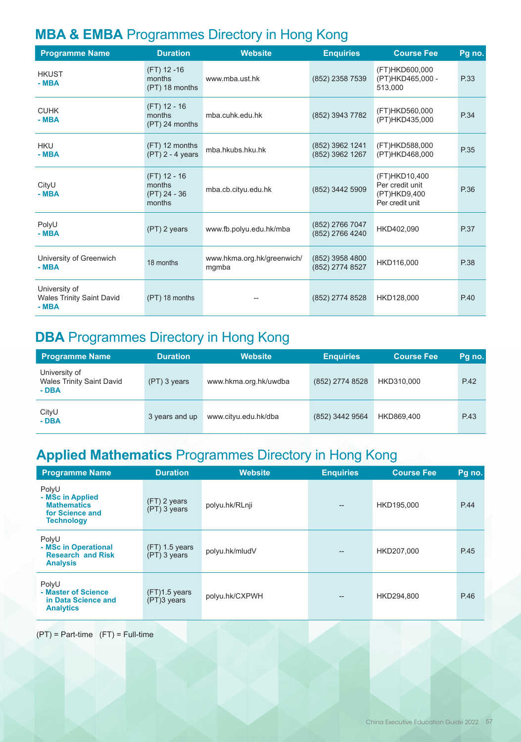## **MBA & EMBA** Programmes Directory in Hong Kong

| Programme Name | Duration | Website | Enquiries | Course Fee | Pg no. |
|---|---|---|---|---|---|
| HKUST **- MBA** | (FT) 12 -16 months (PT) 18 months | www.mba.ust.hk | (852) 2358 7539 | (FT)HKD600,000 (PT)HKD465,000 - 513,000 | P.33 |
| CUHK **- MBA** | (FT) 12 - 16 months (PT) 24 months | mba.cuhk.edu.hk | (852) 3943 7782 | (FT)HKD560,000 (PT)HKD435,000 | P.34 |
| HKU **- MBA** | (FT) 12 months (PT) 2 - 4 years | mba.hkubs.hku.hk | (852) 3962 1241 (852) 3962 1267 | (FT)HKD588,000 (PT)HKD468,000 | P.35 |
| CityU **- MBA** | (FT) 12 - 16 months (PT) 24 - 36 months | mba.cb.cityu.edu.hk | (852) 3442 5909 | (FT)HKD10,400 Per credit unit (PT)HKD9,400 Per credit unit | P.36 |
| PolyU **- MBA** | (PT) 2 years | www.fb.polyu.edu.hk/mba | (852) 2766 7047 (852) 2766 4240 | HKD402,090 | P.37 |
| University of Greenwich **- MBA** | 18 months | www.hkma.org.hk/greenwich/mgmba | (852) 3958 4800 (852) 2774 8527 | HKD116,000 | P.38 |
| University of Wales Trinity Saint David **- MBA** | (PT) 18 months | -- | (852) 2774 8528 | HKD128,000 | P.40 |

## **DBA** Programmes Directory in Hong Kong

| Programme Name | Duration | Website | Enquiries | Course Fee | Pg no. |
|---|---|---|---|---|---|
| University of Wales Trinity Saint David **- DBA** | (PT) 3 years | www.hkma.org.hk/uwdba | (852) 2774 8528 | HKD310,000 | P.42 |
| CityU **- DBA** | 3 years and up | www.cityu.edu.hk/dba | (852) 3442 9564 | HKD869,400 | P.43 |

## **Applied Mathematics** Programmes Directory in Hong Kong

| Programme Name | Duration | Website | Enquiries | Course Fee | Pg no. |
|---|---|---|---|---|---|
| PolyU **- MSc in Applied Mathematics for Science and Technology** | (FT) 2 years (PT) 3 years | polyu.hk/RLnji | -- | HKD195,000 | P.44 |
| PolyU **- MSc in Operational Research and Risk Analysis** | (FT) 1.5 years (PT) 3 years | polyu.hk/mludV | -- | HKD207,000 | P.45 |
| PolyU **- Master of Science in Data Science and Analytics** | (FT)1.5 years (PT)3 years | polyu.hk/CXPWH | -- | HKD294,800 | P.46 |

(PT) = Part-time (FT) = Full-time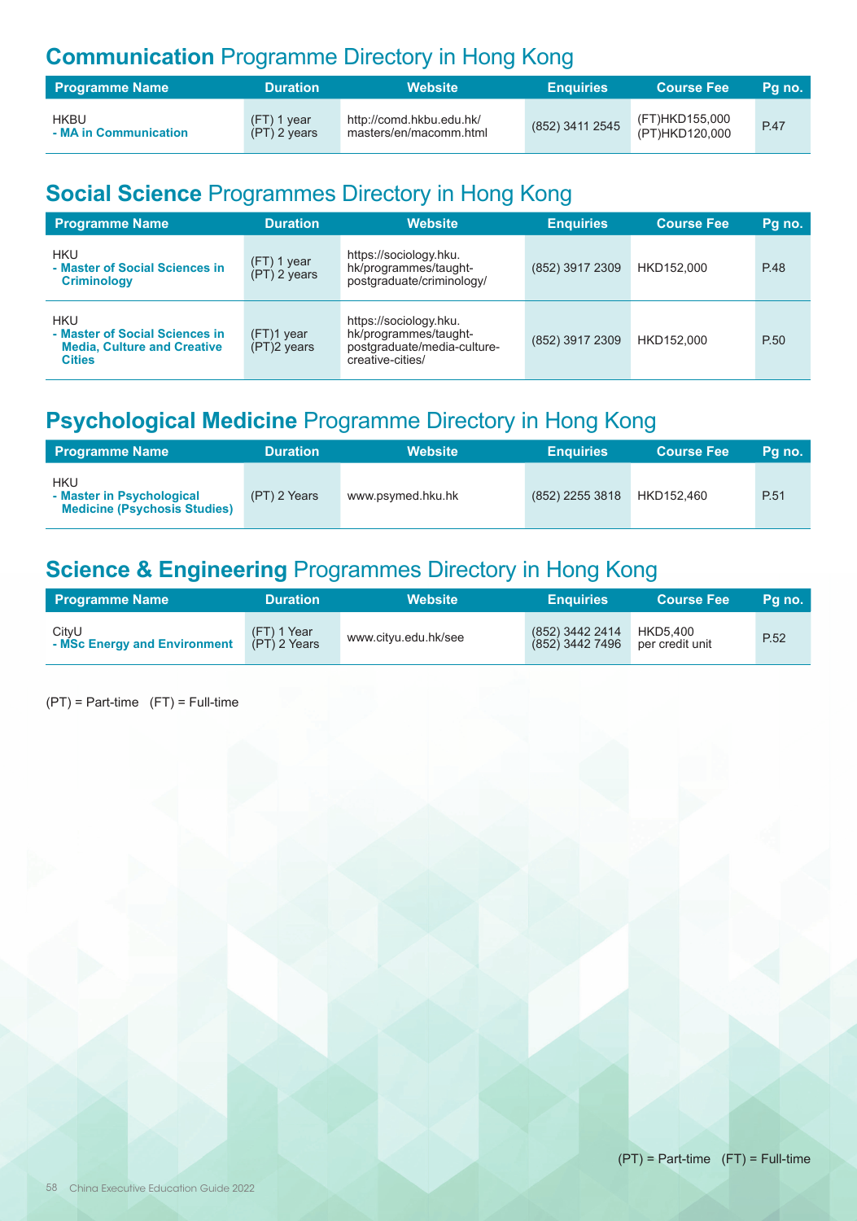## **Communication** Programme Directory in Hong Kong

| Programme Name | Duration | Website | Enquiries | Course Fee | Pg no. |
|---|---|---|---|---|---|
| HKBU<br>**- MA in Communication** | (FT) 1 year<br>(PT) 2 years | http://comd.hkbu.edu.hk/masters/en/macomm.html | (852) 3411 2545 | (FT)HKD155,000<br>(PT)HKD120,000 | P.47 |

## **Social Science** Programmes Directory in Hong Kong

| Programme Name | Duration | Website | Enquiries | Course Fee | Pg no. |
|---|---|---|---|---|---|
| HKU<br>**- Master of Social Sciences in Criminology** | (FT) 1 year<br>(PT) 2 years | https://sociology.hku.hk/programmes/taught-postgraduate/criminology/ | (852) 3917 2309 | HKD152,000 | P.48 |
| HKU<br>**- Master of Social Sciences in Media, Culture and Creative Cities** | (FT)1 year<br>(PT)2 years | https://sociology.hku.hk/programmes/taught-postgraduate/media-culture-creative-cities/ | (852) 3917 2309 | HKD152,000 | P.50 |

## **Psychological Medicine** Programme Directory in Hong Kong

| Programme Name | Duration | Website | Enquiries | Course Fee | Pg no. |
|---|---|---|---|---|---|
| HKU<br>**- Master in Psychological Medicine (Psychosis Studies)** | (PT) 2 Years | www.psymed.hku.hk | (852) 2255 3818 | HKD152,460 | P.51 |

## **Science & Engineering** Programmes Directory in Hong Kong

| Programme Name | Duration | Website | Enquiries | Course Fee | Pg no. |
|---|---|---|---|---|---|
| CityU<br>**- MSc Energy and Environment** | (FT) 1 Year<br>(PT) 2 Years | www.cityu.edu.hk/see | (852) 3442 2414<br>(852) 3442 7496 | HKD5,400 per credit unit | P.52 |

(PT) = Part-time (FT) = Full-time

(PT) = Part-time (FT) = Full-time